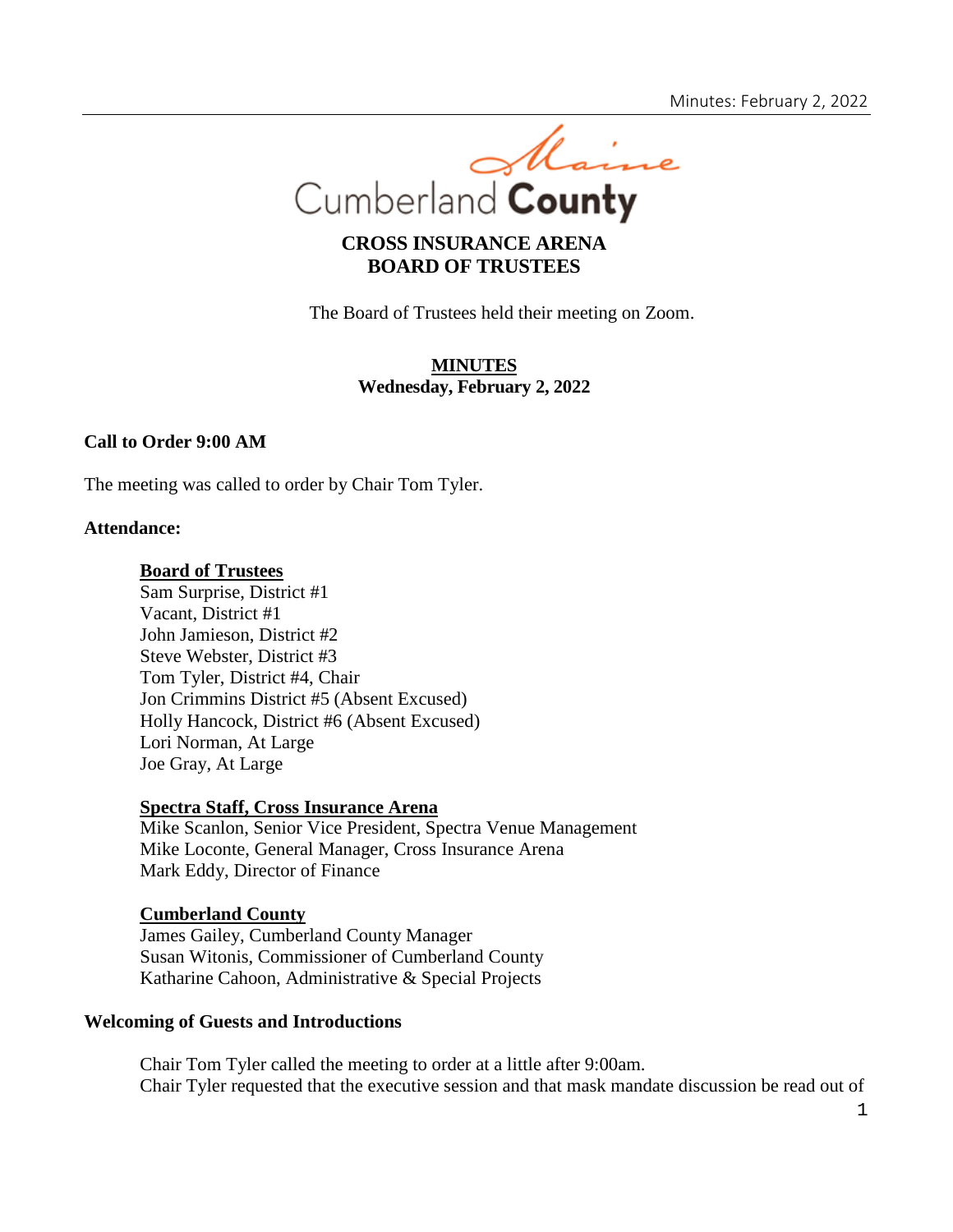Cumberland County

# CROSS INSURANCE ARENA BOARD OF TRUSTEES

The Board of Trustees held their meeting on Zoom.

## MINUTES
**Wednesday, February 2, 2022**

### Call to Order 9:00 AM

The meeting was called to order by Chair Tom Tyler.

### Attendance:

**Board of Trustees**
Sam Surprise, District #1
Vacant, District #1
John Jamieson, District #2
Steve Webster, District #3
Tom Tyler, District #4, Chair
Jon Crimmins District #5 (Absent Excused)
Holly Hancock, District #6 (Absent Excused)
Lori Norman, At Large
Joe Gray, At Large

**Spectra Staff, Cross Insurance Arena**
Mike Scanlon, Senior Vice President, Spectra Venue Management
Mike Loconte, General Manager, Cross Insurance Arena
Mark Eddy, Director of Finance

**Cumberland County**
James Gailey, Cumberland County Manager
Susan Witonis, Commissioner of Cumberland County
Katharine Cahoon, Administrative & Special Projects

### Welcoming of Guests and Introductions

Chair Tom Tyler called the meeting to order at a little after 9:00am.
Chair Tyler requested that the executive session and that mask mandate discussion be read out of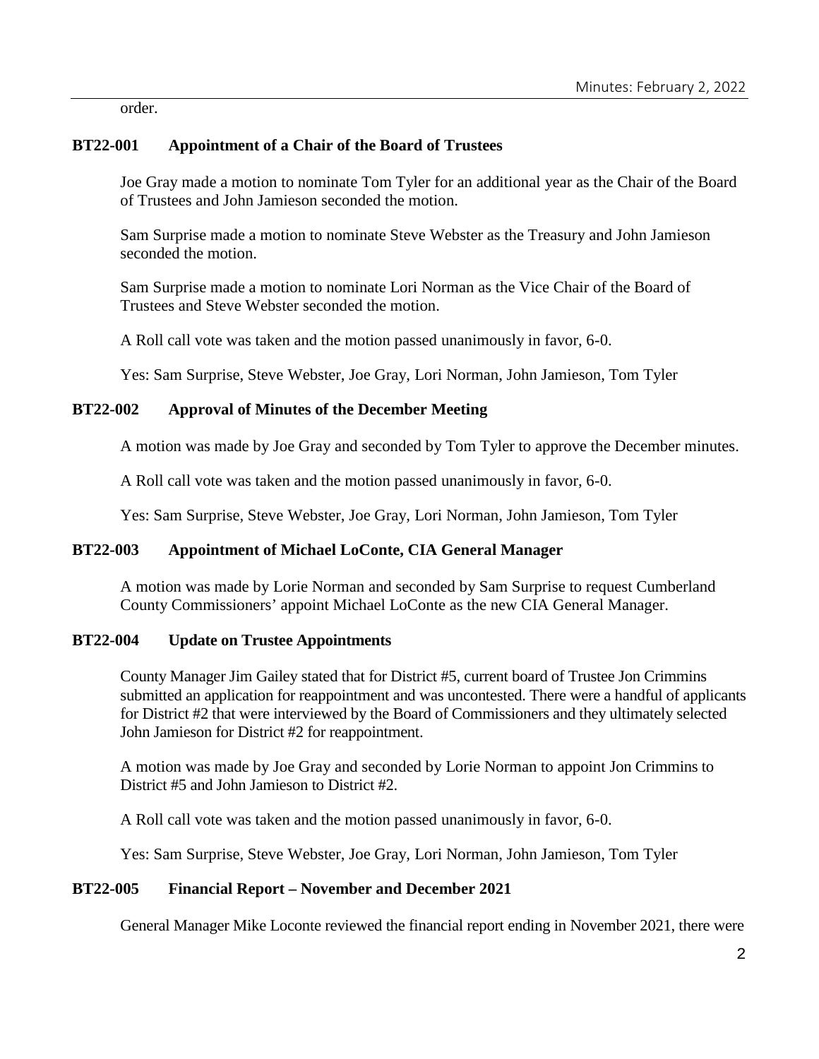order.

**BT22-001 Appointment of a Chair of the Board of Trustees**

Joe Gray made a motion to nominate Tom Tyler for an additional year as the Chair of the Board of Trustees and John Jamieson seconded the motion.

Sam Surprise made a motion to nominate Steve Webster as the Treasury and John Jamieson seconded the motion.

Sam Surprise made a motion to nominate Lori Norman as the Vice Chair of the Board of Trustees and Steve Webster seconded the motion.

A Roll call vote was taken and the motion passed unanimously in favor, 6-0.

Yes: Sam Surprise, Steve Webster, Joe Gray, Lori Norman, John Jamieson, Tom Tyler

**BT22-002 Approval of Minutes of the December Meeting**

A motion was made by Joe Gray and seconded by Tom Tyler to approve the December minutes.

A Roll call vote was taken and the motion passed unanimously in favor, 6-0.

Yes: Sam Surprise, Steve Webster, Joe Gray, Lori Norman, John Jamieson, Tom Tyler

**BT22-003 Appointment of Michael LoConte, CIA General Manager**

A motion was made by Lorie Norman and seconded by Sam Surprise to request Cumberland County Commissioners' appoint Michael LoConte as the new CIA General Manager.

**BT22-004 Update on Trustee Appointments**

County Manager Jim Gailey stated that for District #5, current board of Trustee Jon Crimmins submitted an application for reappointment and was uncontested. There were a handful of applicants for District #2 that were interviewed by the Board of Commissioners and they ultimately selected John Jamieson for District #2 for reappointment.

A motion was made by Joe Gray and seconded by Lorie Norman to appoint Jon Crimmins to District #5 and John Jamieson to District #2.

A Roll call vote was taken and the motion passed unanimously in favor, 6-0.

Yes: Sam Surprise, Steve Webster, Joe Gray, Lori Norman, John Jamieson, Tom Tyler

**BT22-005 Financial Report – November and December 2021**

General Manager Mike Loconte reviewed the financial report ending in November 2021, there were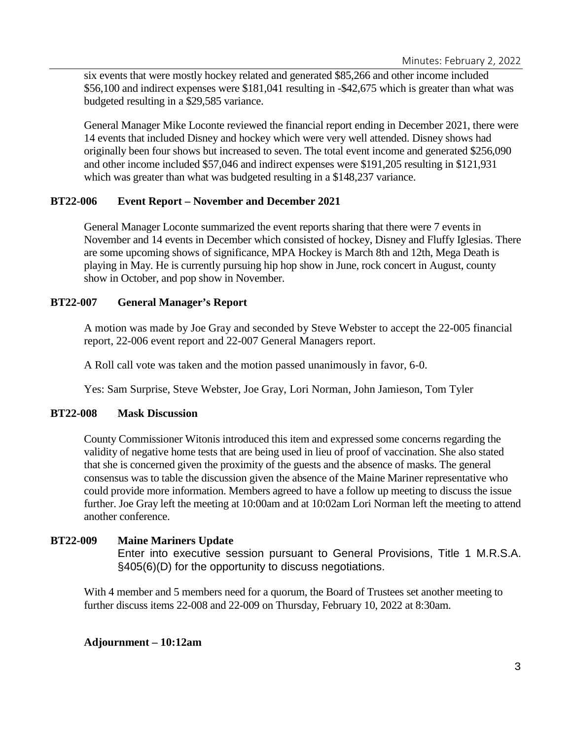six events that were mostly hockey related and generated $85,266 and other income included $56,100 and indirect expenses were $181,041 resulting in -$42,675 which is greater than what was budgeted resulting in a $29,585 variance.

General Manager Mike Loconte reviewed the financial report ending in December 2021, there were 14 events that included Disney and hockey which were very well attended. Disney shows had originally been four shows but increased to seven. The total event income and generated $256,090 and other income included $57,046 and indirect expenses were $191,205 resulting in $121,931 which was greater than what was budgeted resulting in a $148,237 variance.

**BT22-006 Event Report – November and December 2021**

General Manager Loconte summarized the event reports sharing that there were 7 events in November and 14 events in December which consisted of hockey, Disney and Fluffy Iglesias. There are some upcoming shows of significance, MPA Hockey is March 8th and 12th, Mega Death is playing in May. He is currently pursuing hip hop show in June, rock concert in August, county show in October, and pop show in November.

**BT22-007 General Manager's Report**

A motion was made by Joe Gray and seconded by Steve Webster to accept the 22-005 financial report, 22-006 event report and 22-007 General Managers report.

A Roll call vote was taken and the motion passed unanimously in favor, 6-0.

Yes: Sam Surprise, Steve Webster, Joe Gray, Lori Norman, John Jamieson, Tom Tyler

**BT22-008 Mask Discussion**

County Commissioner Witonis introduced this item and expressed some concerns regarding the validity of negative home tests that are being used in lieu of proof of vaccination. She also stated that she is concerned given the proximity of the guests and the absence of masks. The general consensus was to table the discussion given the absence of the Maine Mariner representative who could provide more information. Members agreed to have a follow up meeting to discuss the issue further. Joe Gray left the meeting at 10:00am and at 10:02am Lori Norman left the meeting to attend another conference.

**BT22-009 Maine Mariners Update**

Enter into executive session pursuant to General Provisions, Title 1 M.R.S.A. §405(6)(D) for the opportunity to discuss negotiations.

With 4 member and 5 members need for a quorum, the Board of Trustees set another meeting to further discuss items 22-008 and 22-009 on Thursday, February 10, 2022 at 8:30am.

**Adjournment – 10:12am**